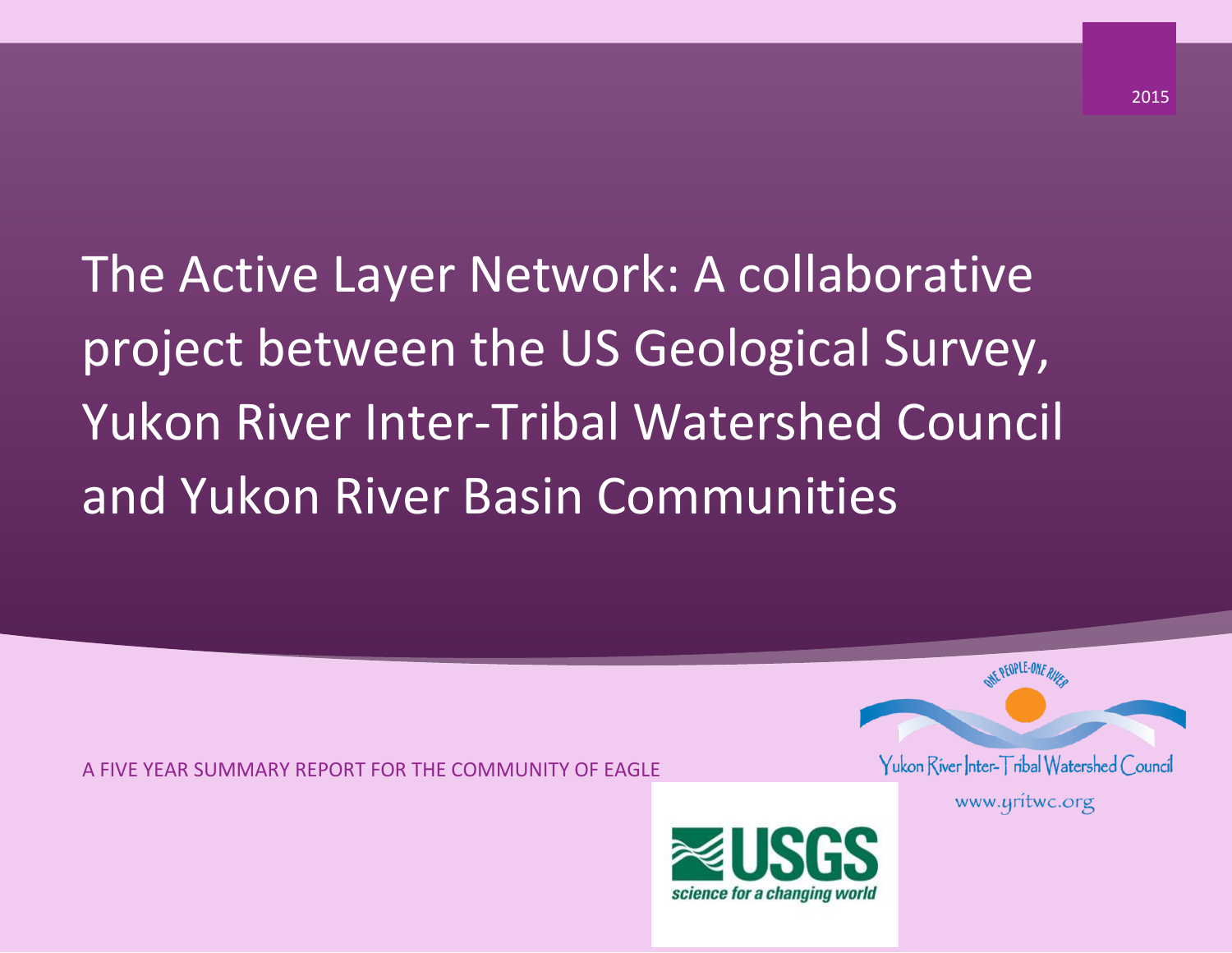2015

# The Active Layer Network: A collaborative project between the US Geological Survey, Yukon River Inter-Tribal Watershed Council and Yukon River Basin Communities

A FIVE YEAR SUMMARY REPORT FOR THE COMMUNITY OF EAGLE

ONE PEOPLE-ONE RIVER

Yukon River Inter-Tribal Watershed Council

www.yritwc.org

USGS

science for a changing world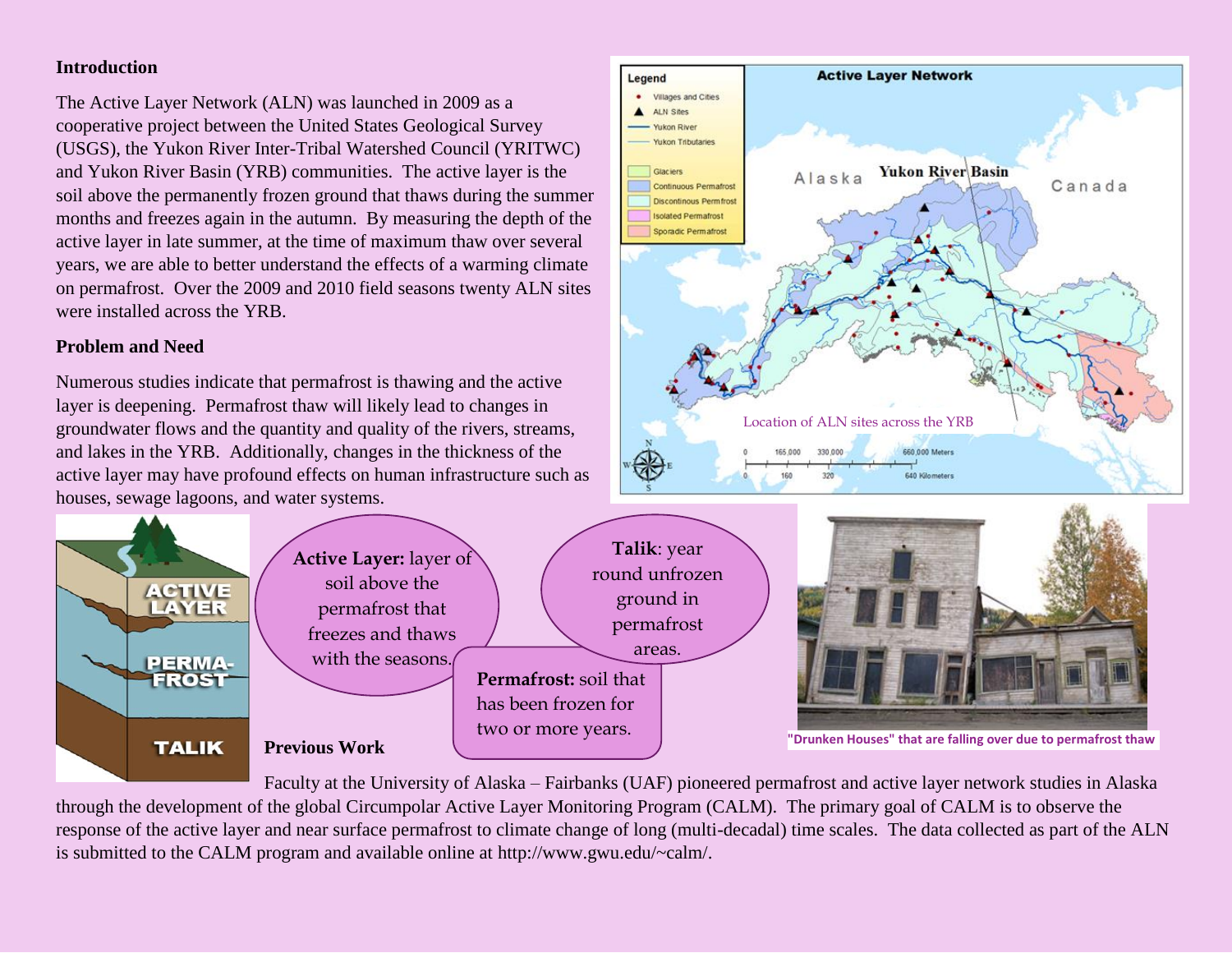## Introduction

The Active Layer Network (ALN) was launched in 2009 as a cooperative project between the United States Geological Survey (USGS), the Yukon River Inter-Tribal Watershed Council (YRITWC) and Yukon River Basin (YRB) communities. The active layer is the soil above the permanently frozen ground that thaws during the summer months and freezes again in the autumn. By measuring the depth of the active layer in late summer, at the time of maximum thaw over several years, we are able to better understand the effects of a warming climate on permafrost. Over the 2009 and 2010 field seasons twenty ALN sites were installed across the YRB.

## Problem and Need

Numerous studies indicate that permafrost is thawing and the active layer is deepening. Permafrost thaw will likely lead to changes in groundwater flows and the quantity and quality of the rivers, streams, and lakes in the YRB. Additionally, changes in the thickness of the active layer may have profound effects on human infrastructure such as houses, sewage lagoons, and water systems.

Location of ALN sites across the YRB

**Active Layer:** layer of soil above the permafrost that freezes and thaws with the seasons.

**Talik**: year round unfrozen ground in permafrost areas.

**Permafrost:** soil that has been frozen for two or more years.

"Drunken Houses" that are falling over due to permafrost thaw

## Previous Work

Faculty at the University of Alaska – Fairbanks (UAF) pioneered permafrost and active layer network studies in Alaska through the development of the global Circumpolar Active Layer Monitoring Program (CALM). The primary goal of CALM is to observe the response of the active layer and near surface permafrost to climate change of long (multi-decadal) time scales. The data collected as part of the ALN is submitted to the CALM program and available online at http://www.gwu.edu/~calm/.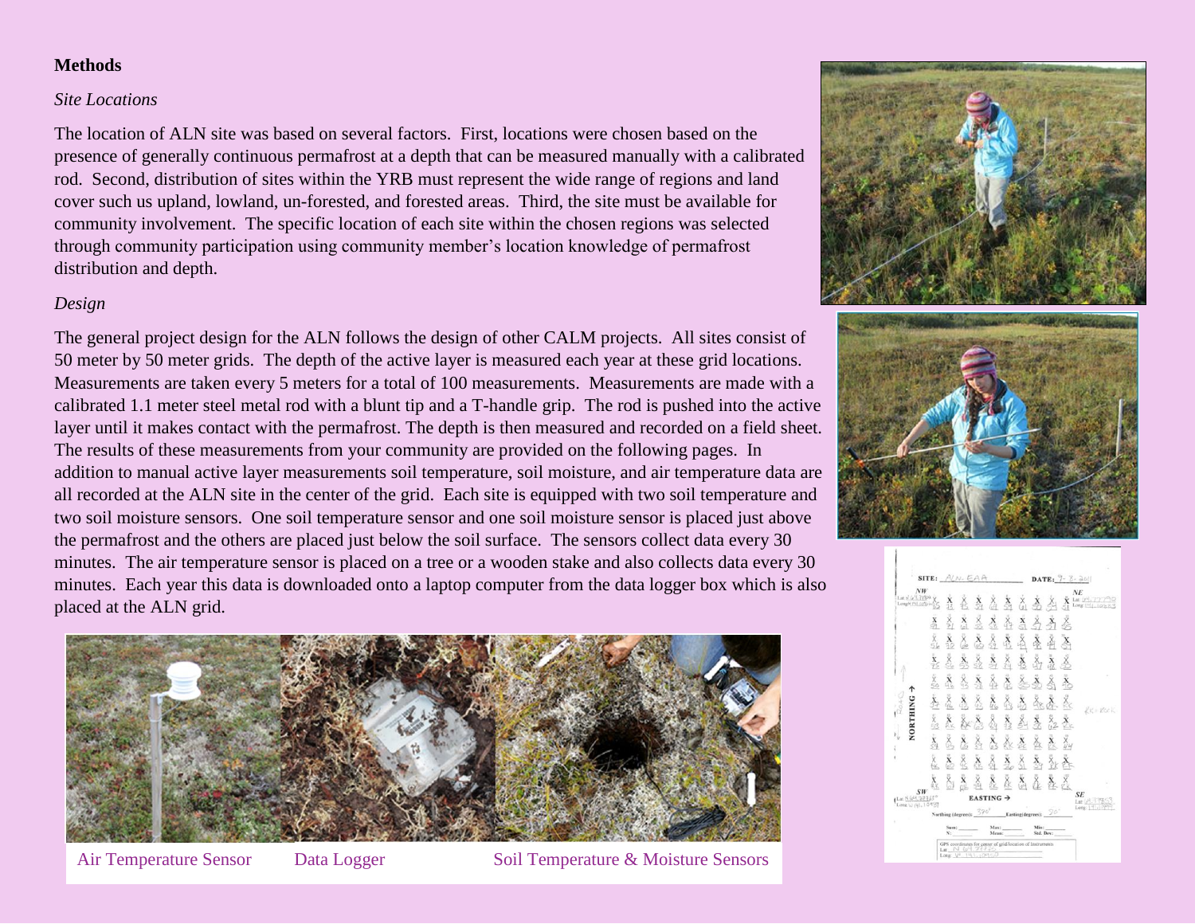**Methods**

*Site Locations*

The location of ALN site was based on several factors. First, locations were chosen based on the presence of generally continuous permafrost at a depth that can be measured manually with a calibrated rod. Second, distribution of sites within the YRB must represent the wide range of regions and land cover such us upland, lowland, un-forested, and forested areas. Third, the site must be available for community involvement. The specific location of each site within the chosen regions was selected through community participation using community member's location knowledge of permafrost distribution and depth.

*Design*

The general project design for the ALN follows the design of other CALM projects. All sites consist of 50 meter by 50 meter grids. The depth of the active layer is measured each year at these grid locations. Measurements are taken every 5 meters for a total of 100 measurements. Measurements are made with a calibrated 1.1 meter steel metal rod with a blunt tip and a T-handle grip. The rod is pushed into the active layer until it makes contact with the permafrost. The depth is then measured and recorded on a field sheet. The results of these measurements from your community are provided on the following pages. In addition to manual active layer measurements soil temperature, soil moisture, and air temperature data are all recorded at the ALN site in the center of the grid. Each site is equipped with two soil temperature and two soil moisture sensors. One soil temperature sensor and one soil moisture sensor is placed just above the permafrost and the others are placed just below the soil surface. The sensors collect data every 30 minutes. The air temperature sensor is placed on a tree or a wooden stake and also collects data every 30 minutes. Each year this data is downloaded onto a laptop computer from the data logger box which is also placed at the ALN grid.

Air Temperature Sensor Data Logger Soil Temperature & Moisture Sensors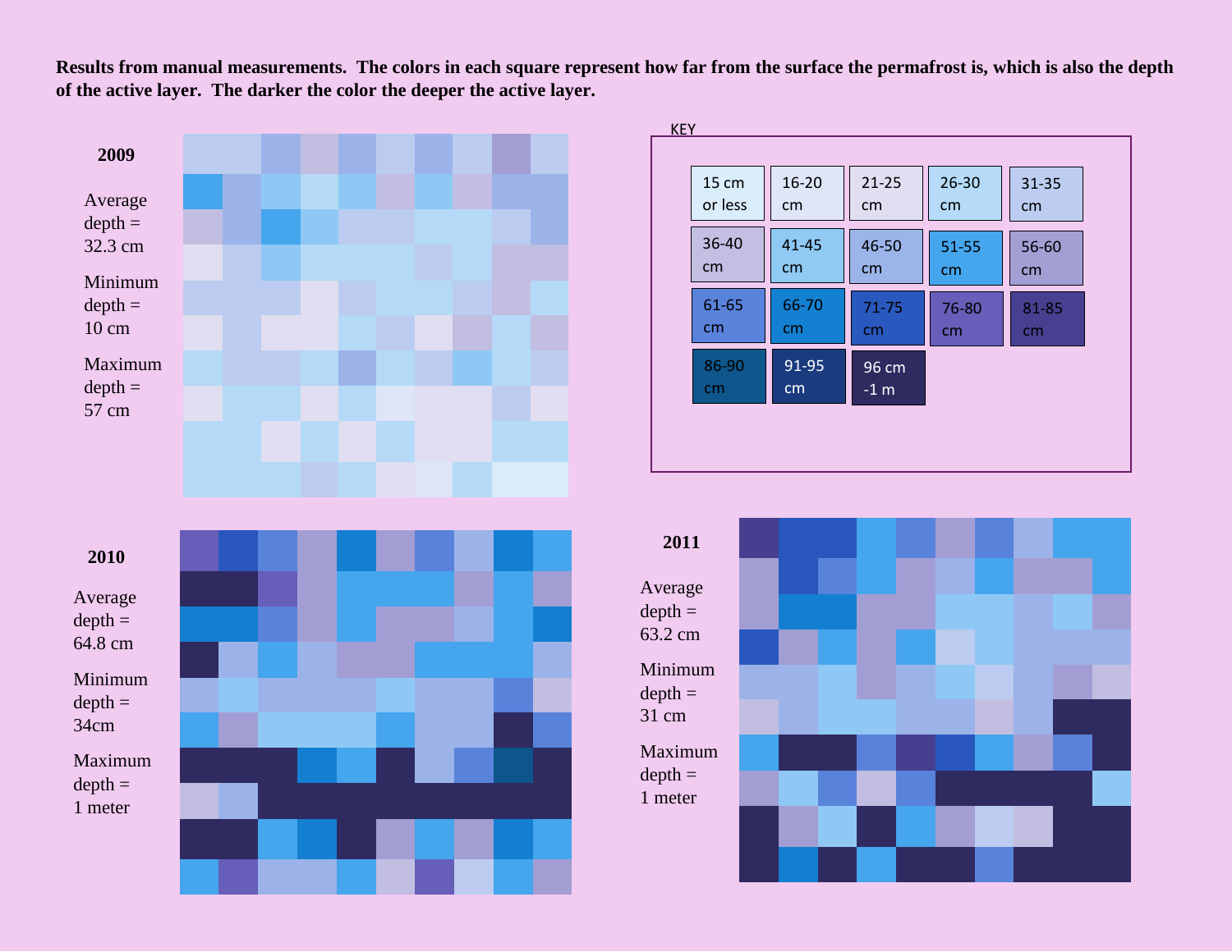**Results from manual measurements. The colors in each square represent how far from the surface the permafrost is, which is also the depth of the active layer. The darker the color the deeper the active layer.**

**2009**

Average depth = 32.3 cm

Minimum depth = 10 cm

Maximum depth = 57 cm

KEY

| | | | | |
|---|---|---|---|---|
| 15 cm or less | 16-20 cm | 21-25 cm | 26-30 cm | 31-35 cm |
| 36-40 cm | 41-45 cm | 46-50 cm | 51-55 cm | 56-60 cm |
| 61-65 cm | 66-70 cm | 71-75 cm | 76-80 cm | 81-85 cm |
| 86-90 cm | 91-95 cm | 96 cm -1 m | | |

**2010**

Average depth = 64.8 cm

Minimum depth = 34cm

Maximum depth = 1 meter

**2011**

Average depth = 63.2 cm

Minimum depth = 31 cm

Maximum depth = 1 meter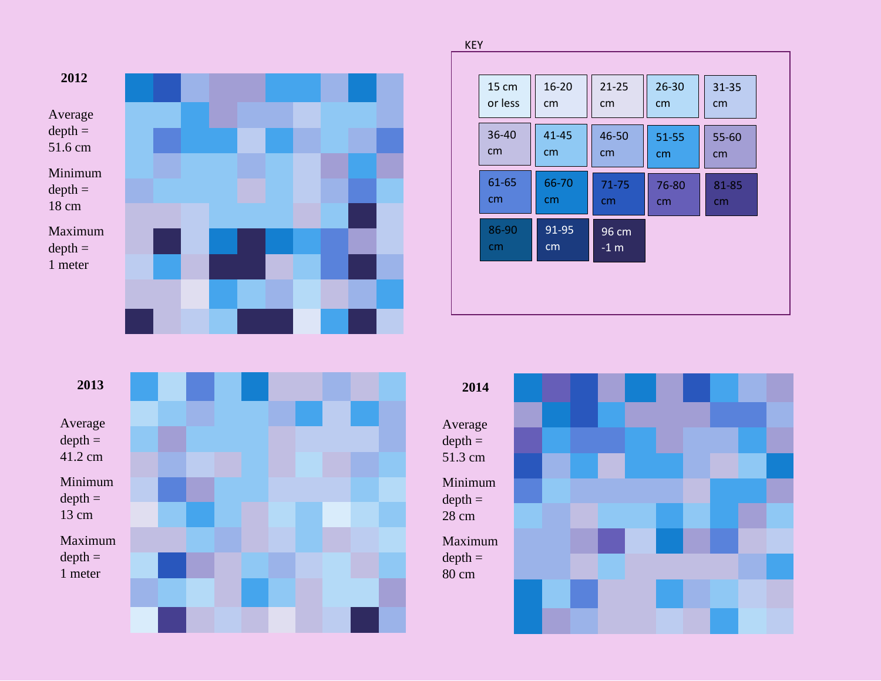**2012**

Average depth = 51.6 cm

Minimum depth = 18 cm

Maximum depth = 1 meter

KEY

| | | | | |
|---|---|---|---|---|
| 15 cm or less | 16-20 cm | 21-25 cm | 26-30 cm | 31-35 cm |
| 36-40 cm | 41-45 cm | 46-50 cm | 51-55 cm | 55-60 cm |
| 61-65 cm | 66-70 cm | 71-75 cm | 76-80 cm | 81-85 cm |
| 86-90 cm | 91-95 cm | 96 cm -1 m | | |

**2013**

Average depth = 41.2 cm

Minimum depth = 13 cm

Maximum depth = 1 meter

**2014**

Average depth = 51.3 cm

Minimum depth = 28 cm

Maximum depth = 80 cm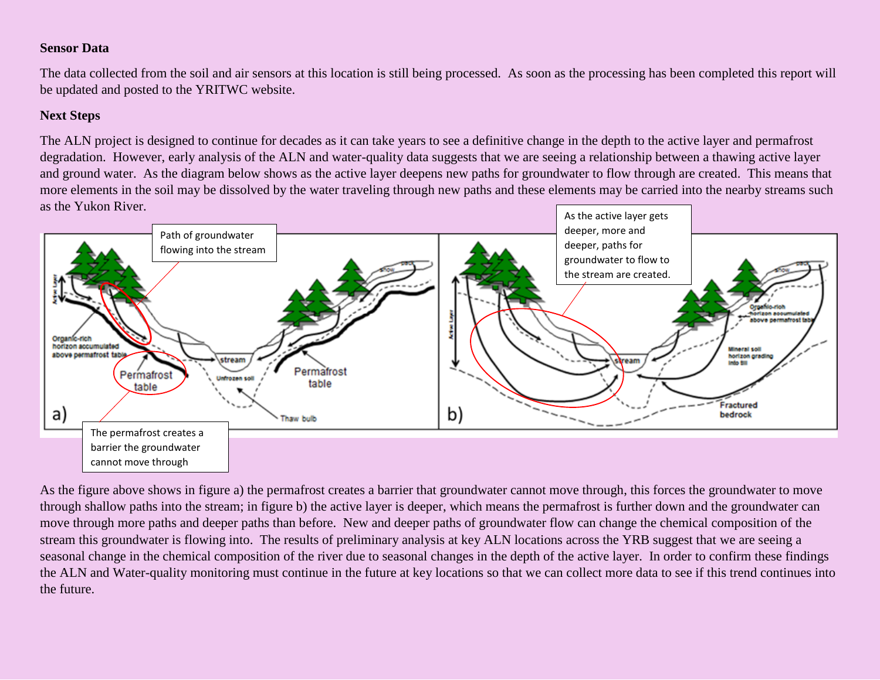**Sensor Data**

The data collected from the soil and air sensors at this location is still being processed. As soon as the processing has been completed this report will be updated and posted to the YRITWC website.

**Next Steps**

The ALN project is designed to continue for decades as it can take years to see a definitive change in the depth to the active layer and permafrost degradation. However, early analysis of the ALN and water-quality data suggests that we are seeing a relationship between a thawing active layer and ground water. As the diagram below shows as the active layer deepens new paths for groundwater to flow through are created. This means that more elements in the soil may be dissolved by the water traveling through new paths and these elements may be carried into the nearby streams such as the Yukon River.

Path of groundwater flowing into the stream

As the active layer gets deeper, more and deeper, paths for groundwater to flow to the stream are created.

The permafrost creates a barrier the groundwater cannot move through

a)

Active Layer

Organic-rich horizon accumulated above permafrost table

Permafrost table

stream

Unfrozen soil

Thaw bulb

Permafrost table

Snow

b)

Active Layer

stream

Organic-rich horizon accumulated above permafrost table

Mineral soil horizon grading into till

Fractured bedrock

Snow

As the figure above shows in figure a) the permafrost creates a barrier that groundwater cannot move through, this forces the groundwater to move through shallow paths into the stream; in figure b) the active layer is deeper, which means the permafrost is further down and the groundwater can move through more paths and deeper paths than before. New and deeper paths of groundwater flow can change the chemical composition of the stream this groundwater is flowing into. The results of preliminary analysis at key ALN locations across the YRB suggest that we are seeing a seasonal change in the chemical composition of the river due to seasonal changes in the depth of the active layer. In order to confirm these findings the ALN and Water-quality monitoring must continue in the future at key locations so that we can collect more data to see if this trend continues into the future.